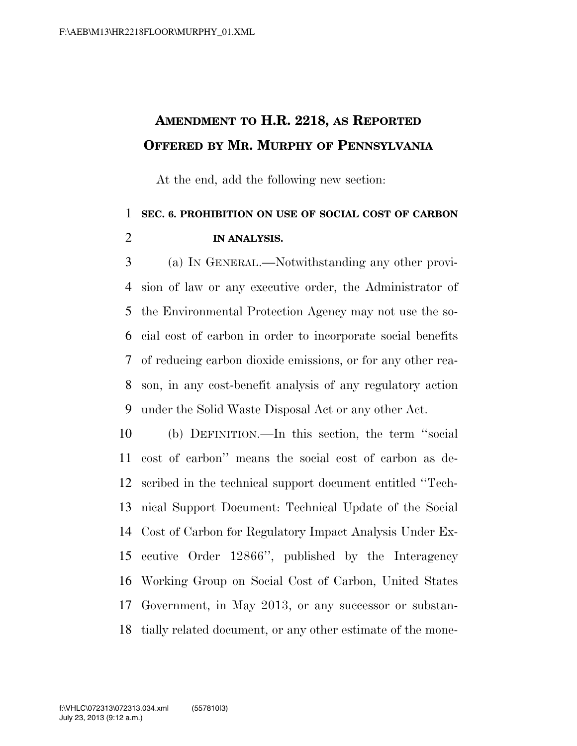# AMENDMENT TO H.R. 2218, AS REPORTED OFFERED BY MR. MURPHY OF PENNSYLVANIA

At the end, add the following new section:

**SEC. 6. PROHIBITION ON USE OF SOCIAL COST OF CARBON IN ANALYSIS.**

(a) IN GENERAL.—Notwithstanding any other provision of law or any executive order, the Administrator of the Environmental Protection Agency may not use the social cost of carbon in order to incorporate social benefits of reducing carbon dioxide emissions, or for any other reason, in any cost-benefit analysis of any regulatory action under the Solid Waste Disposal Act or any other Act.

(b) DEFINITION.—In this section, the term ''social cost of carbon'' means the social cost of carbon as described in the technical support document entitled ''Technical Support Document: Technical Update of the Social Cost of Carbon for Regulatory Impact Analysis Under Executive Order 12866'', published by the Interagency Working Group on Social Cost of Carbon, United States Government, in May 2013, or any successor or substantially related document, or any other estimate of the mone-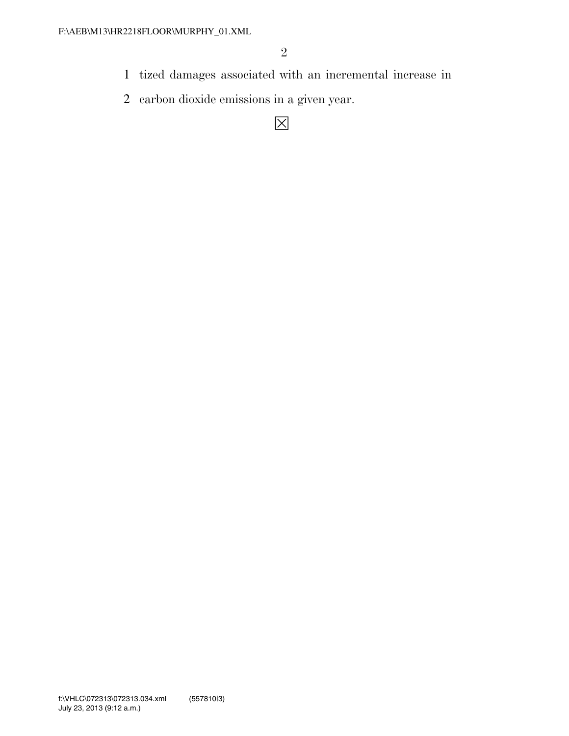tized damages associated with an incremental increase in carbon dioxide emissions in a given year.